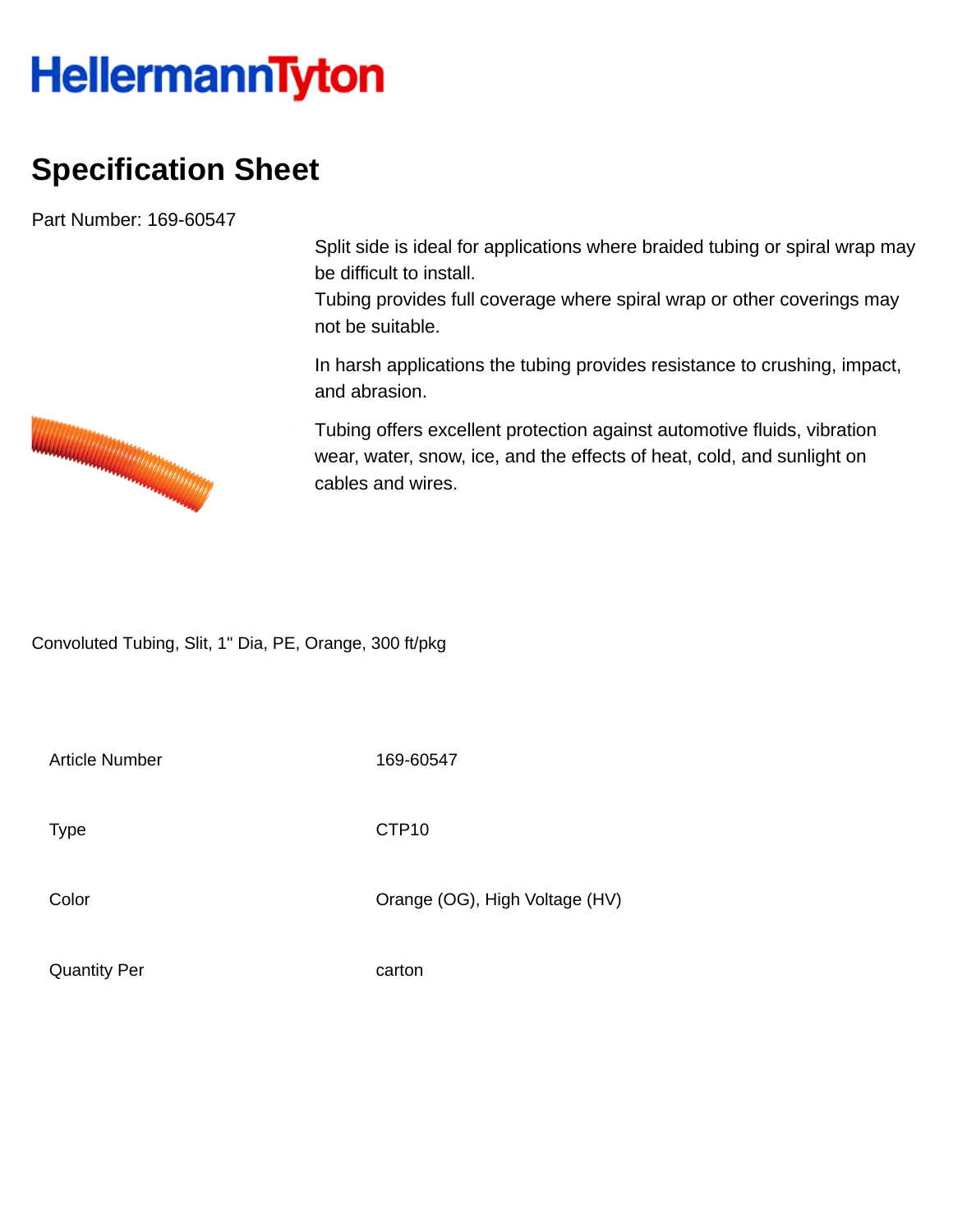HellermannTyton

# Specification Sheet

Part Number: 169-60547

Split side is ideal for applications where braided tubing or spiral wrap may be difficult to install.
Tubing provides full coverage where spiral wrap or other coverings may not be suitable.

In harsh applications the tubing provides resistance to crushing, impact, and abrasion.

Tubing offers excellent protection against automotive fluids, vibration wear, water, snow, ice, and the effects of heat, cold, and sunlight on cables and wires.

Convoluted Tubing, Slit, 1" Dia, PE, Orange, 300 ft/pkg

| | |
|---|---|
| Article Number | 169-60547 |
| Type | CTP10 |
| Color | Orange (OG), High Voltage (HV) |
| Quantity Per | carton |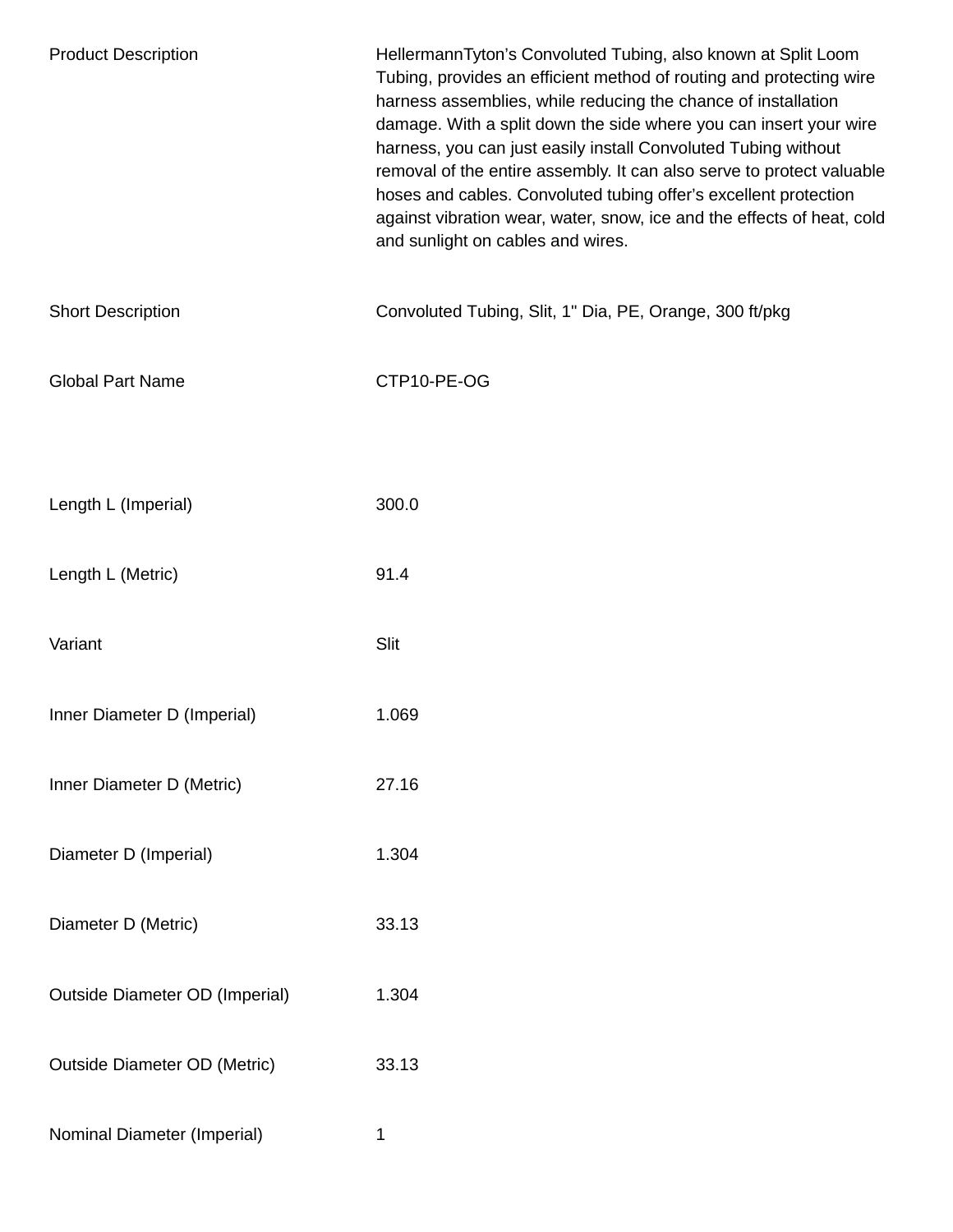| Product Description | HellermannTyton’s Convoluted Tubing, also known at Split Loom Tubing, provides an efficient method of routing and protecting wire harness assemblies, while reducing the chance of installation damage. With a split down the side where you can insert your wire harness, you can just easily install Convoluted Tubing without removal of the entire assembly. It can also serve to protect valuable hoses and cables. Convoluted tubing offer’s excellent protection against vibration wear, water, snow, ice and the effects of heat, cold and sunlight on cables and wires. |
| --- | --- |
| Short Description | Convoluted Tubing, Slit, 1" Dia, PE, Orange, 300 ft/pkg |
| Global Part Name | CTP10-PE-OG |
| Length L (Imperial) | 300.0 |
| Length L (Metric) | 91.4 |
| Variant | Slit |
| Inner Diameter D (Imperial) | 1.069 |
| Inner Diameter D (Metric) | 27.16 |
| Diameter D (Imperial) | 1.304 |
| Diameter D (Metric) | 33.13 |
| Outside Diameter OD (Imperial) | 1.304 |
| Outside Diameter OD (Metric) | 33.13 |
| Nominal Diameter (Imperial) | 1 |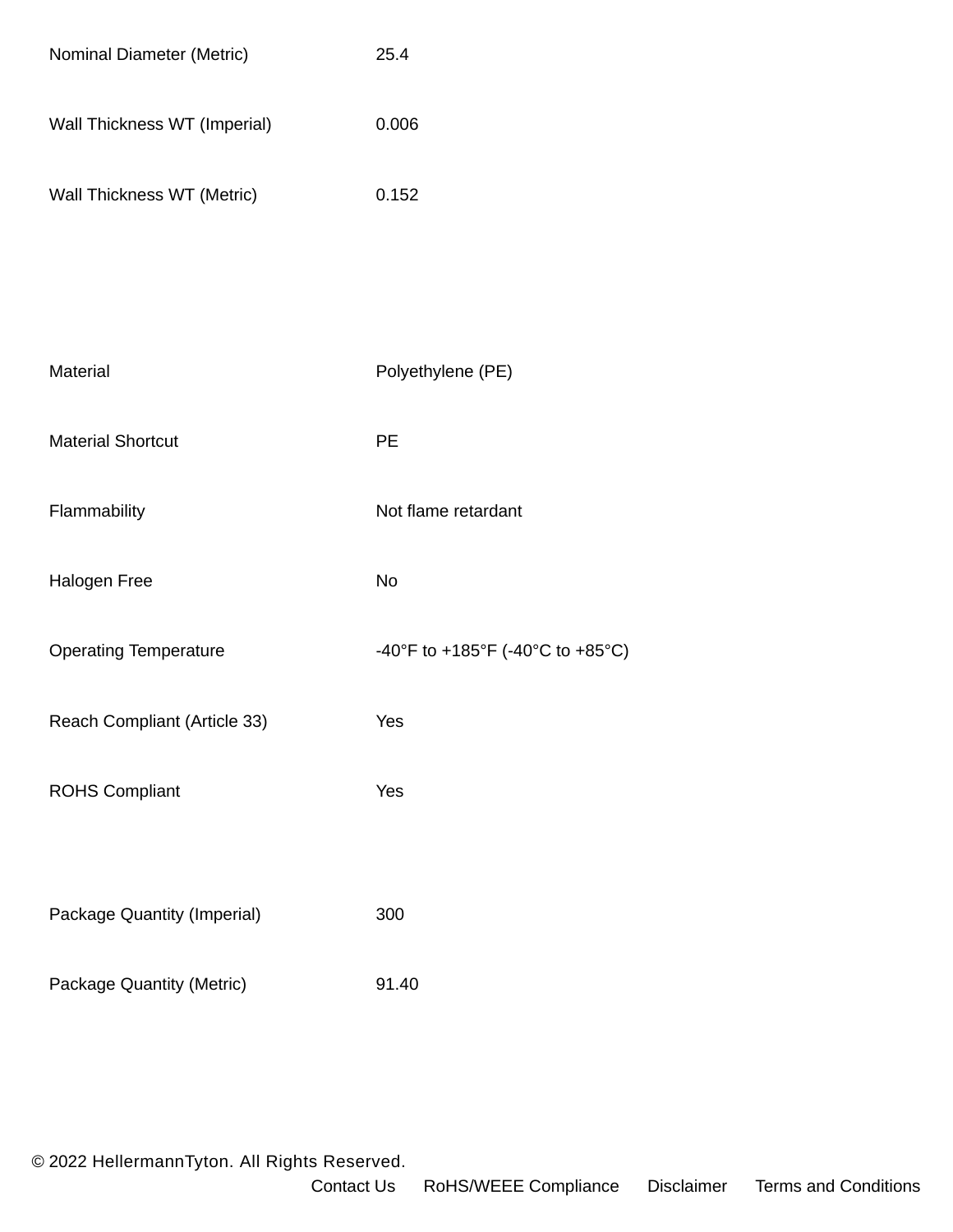| | |
|---|---|
| Nominal Diameter (Metric) | 25.4 |
| Wall Thickness WT (Imperial) | 0.006 |
| Wall Thickness WT (Metric) | 0.152 |

| | |
|---|---|
| Material | Polyethylene (PE) |
| Material Shortcut | PE |
| Flammability | Not flame retardant |
| Halogen Free | No |
| Operating Temperature | -40°F to +185°F (-40°C to +85°C) |
| Reach Compliant (Article 33) | Yes |
| ROHS Compliant | Yes |

| | |
|---|---|
| Package Quantity (Imperial) | 300 |
| Package Quantity (Metric) | 91.40 |